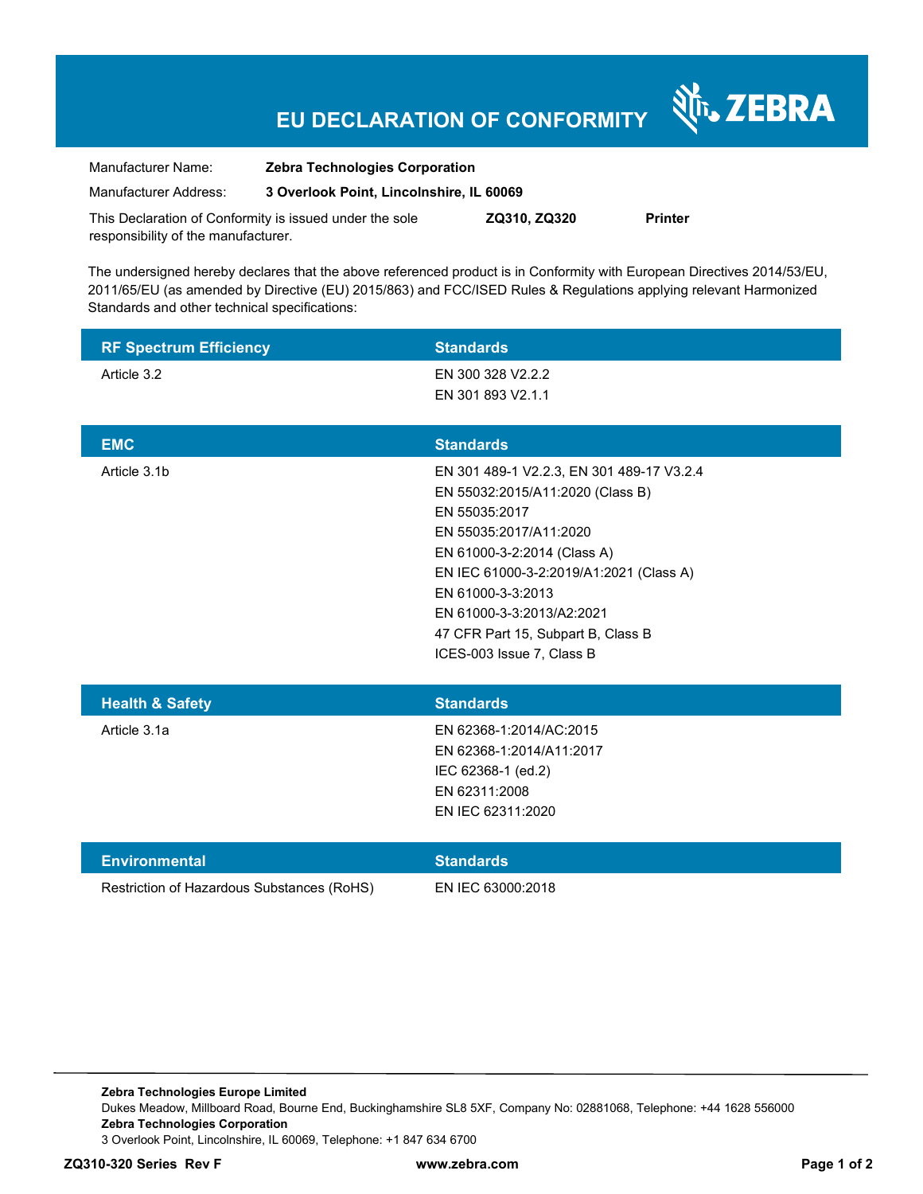# EU DECLARATION OF CONFORMITY

ZEBRA

Manufacturer Name: **Zebra Technologies Corporation**

Manufacturer Address: **3 Overlook Point, Lincolnshire, IL 60069**

This Declaration of Conformity is issued under the sole responsibility of the manufacturer. **ZQ310, ZQ320** **Printer**

The undersigned hereby declares that the above referenced product is in Conformity with European Directives 2014/53/EU, 2011/65/EU (as amended by Directive (EU) 2015/863) and FCC/ISED Rules & Regulations applying relevant Harmonized Standards and other technical specifications:

| RF Spectrum Efficiency | Standards |
|---|---|
| Article 3.2 | EN 300 328 V2.2.2 |
| | EN 301 893 V2.1.1 |

| EMC | Standards |
|---|---|
| Article 3.1b | EN 301 489-1 V2.2.3, EN 301 489-17 V3.2.4 |
| | EN 55032:2015/A11:2020 (Class B) |
| | EN 55035:2017 |
| | EN 55035:2017/A11:2020 |
| | EN 61000-3-2:2014 (Class A) |
| | EN IEC 61000-3-2:2019/A1:2021 (Class A) |
| | EN 61000-3-3:2013 |
| | EN 61000-3-3:2013/A2:2021 |
| | 47 CFR Part 15, Subpart B, Class B |
| | ICES-003 Issue 7, Class B |

| Health & Safety | Standards |
|---|---|
| Article 3.1a | EN 62368-1:2014/AC:2015 |
| | EN 62368-1:2014/A11:2017 |
| | IEC 62368-1 (ed.2) |
| | EN 62311:2008 |
| | EN IEC 62311:2020 |

| Environmental | Standards |
|---|---|
| Restriction of Hazardous Substances (RoHS) | EN IEC 63000:2018 |

**Zebra Technologies Europe Limited**
Dukes Meadow, Millboard Road, Bourne End, Buckinghamshire SL8 5XF, Company No: 02881068, Telephone: +44 1628 556000
**Zebra Technologies Corporation**
3 Overlook Point, Lincolnshire, IL 60069, Telephone: +1 847 634 6700

**ZQ310-320 Series Rev F** **www.zebra.com**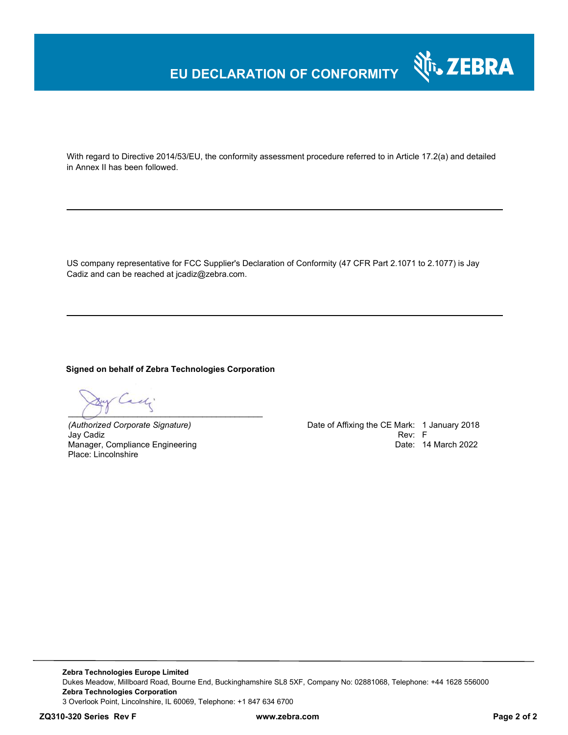# EU DECLARATION OF CONFORMITY

With regard to Directive 2014/53/EU, the conformity assessment procedure referred to in Article 17.2(a) and detailed in Annex II has been followed.

---

US company representative for FCC Supplier's Declaration of Conformity (47 CFR Part 2.1071 to 2.1077) is Jay Cadiz and can be reached at jcadiz@zebra.com.

---

**Signed on behalf of Zebra Technologies Corporation**

_(Authorized Corporate Signature)_
Jay Cadiz
Manager, Compliance Engineering
Place: Lincolnshire

Date of Affixing the CE Mark: 1 January 2018
Rev: F
Date: 14 March 2022

---

**Zebra Technologies Europe Limited**
Dukes Meadow, Millboard Road, Bourne End, Buckinghamshire SL8 5XF, Company No: 02881068, Telephone: +44 1628 556000
**Zebra Technologies Corporation**
3 Overlook Point, Lincolnshire, IL 60069, Telephone: +1 847 634 6700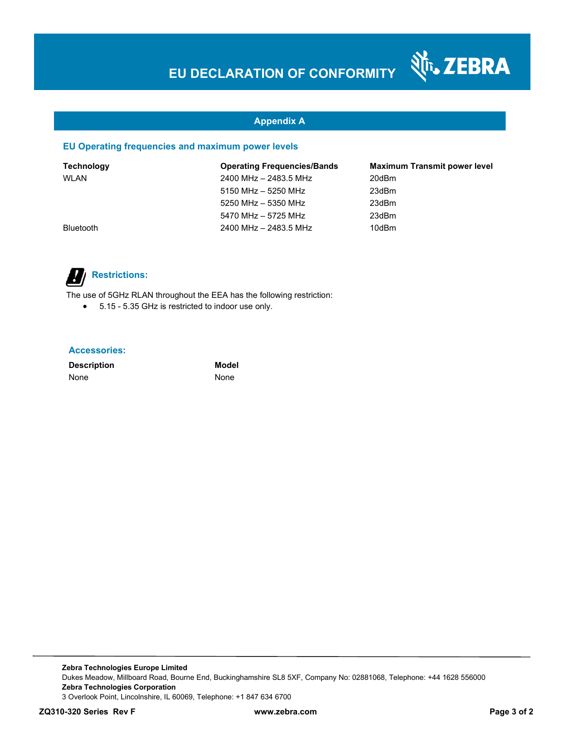# EU DECLARATION OF CONFORMITY

## Appendix A

### EU Operating frequencies and maximum power levels

| Technology | Operating Frequencies/Bands | Maximum Transmit power level |
|---|---|---|
| WLAN | 2400 MHz – 2483.5 MHz | 20dBm |
| | 5150 MHz – 5250 MHz | 23dBm |
| | 5250 MHz – 5350 MHz | 23dBm |
| | 5470 MHz – 5725 MHz | 23dBm |
| Bluetooth | 2400 MHz – 2483.5 MHz | 10dBm |

### Restrictions:

The use of 5GHz RLAN throughout the EEA has the following restriction:

- 5.15 - 5.35 GHz is restricted to indoor use only.

### Accessories:

| Description | Model |
|---|---|
| None | None |

**Zebra Technologies Europe Limited**
Dukes Meadow, Millboard Road, Bourne End, Buckinghamshire SL8 5XF, Company No: 02881068, Telephone: +44 1628 556000
**Zebra Technologies Corporation**
3 Overlook Point, Lincolnshire, IL 60069, Telephone: +1 847 634 6700